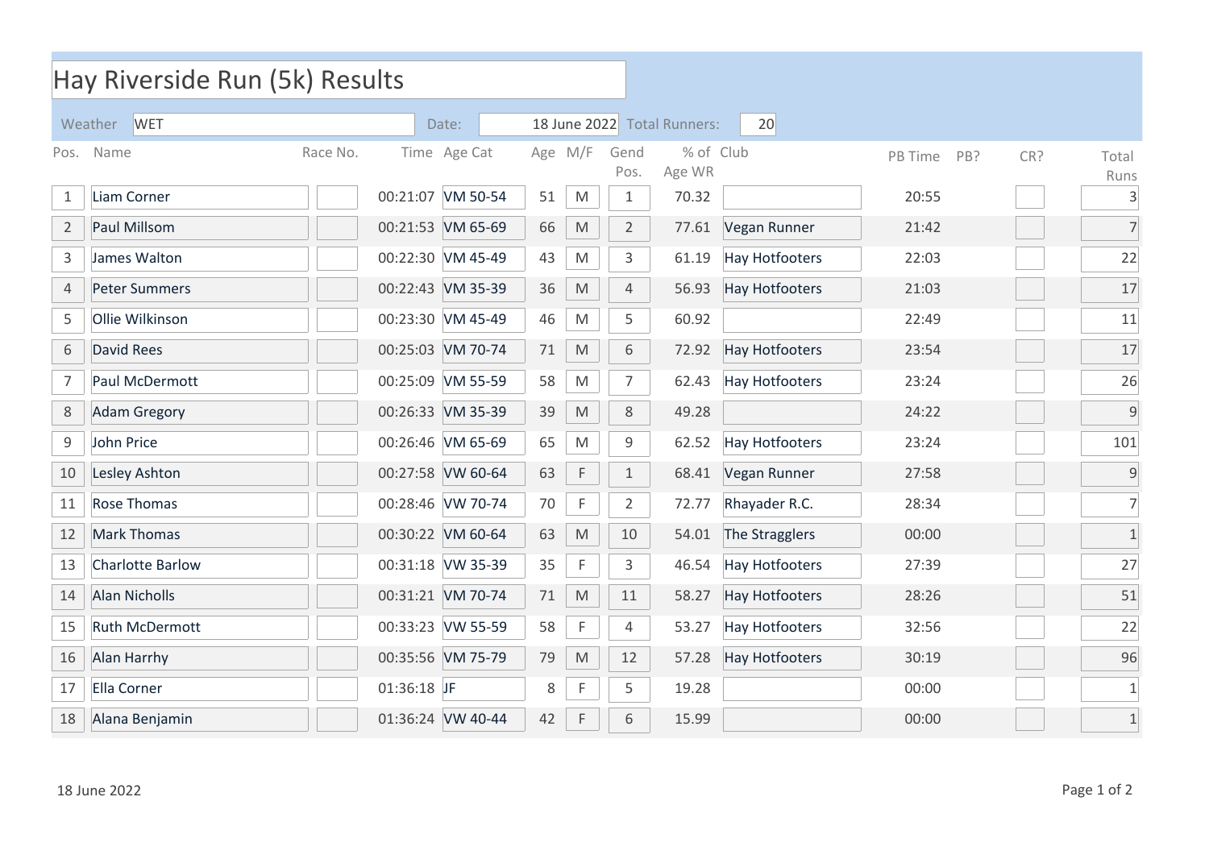# Hay Riverside Run (5k) Results

Weather: WET | Date: 18 June 2022 | Total Runners: 20

| Pos. | Name | Race No. | Time | Age Cat | Age | M/F | Gend Pos. | % of Age WR | Club | PB Time | PB? | CR? | Total Runs |
|---|---|---|---|---|---|---|---|---|---|---|---|---|---|
| 1 | Liam Corner | | 00:21:07 | VM 50-54 | 51 | M | 1 | 70.32 | | 20:55 | | | 3 |
| 2 | Paul Millsom | | 00:21:53 | VM 65-69 | 66 | M | 2 | 77.61 | Vegan Runner | 21:42 | | | 7 |
| 3 | James Walton | | 00:22:30 | VM 45-49 | 43 | M | 3 | 61.19 | Hay Hotfooters | 22:03 | | | 22 |
| 4 | Peter Summers | | 00:22:43 | VM 35-39 | 36 | M | 4 | 56.93 | Hay Hotfooters | 21:03 | | | 17 |
| 5 | Ollie Wilkinson | | 00:23:30 | VM 45-49 | 46 | M | 5 | 60.92 | | 22:49 | | | 11 |
| 6 | David Rees | | 00:25:03 | VM 70-74 | 71 | M | 6 | 72.92 | Hay Hotfooters | 23:54 | | | 17 |
| 7 | Paul McDermott | | 00:25:09 | VM 55-59 | 58 | M | 7 | 62.43 | Hay Hotfooters | 23:24 | | | 26 |
| 8 | Adam Gregory | | 00:26:33 | VM 35-39 | 39 | M | 8 | 49.28 | | 24:22 | | | 9 |
| 9 | John Price | | 00:26:46 | VM 65-69 | 65 | M | 9 | 62.52 | Hay Hotfooters | 23:24 | | | 101 |
| 10 | Lesley Ashton | | 00:27:58 | VW 60-64 | 63 | F | 1 | 68.41 | Vegan Runner | 27:58 | | | 9 |
| 11 | Rose Thomas | | 00:28:46 | VW 70-74 | 70 | F | 2 | 72.77 | Rhayader R.C. | 28:34 | | | 7 |
| 12 | Mark Thomas | | 00:30:22 | VM 60-64 | 63 | M | 10 | 54.01 | The Stragglers | 00:00 | | | 1 |
| 13 | Charlotte Barlow | | 00:31:18 | VW 35-39 | 35 | F | 3 | 46.54 | Hay Hotfooters | 27:39 | | | 27 |
| 14 | Alan Nicholls | | 00:31:21 | VM 70-74 | 71 | M | 11 | 58.27 | Hay Hotfooters | 28:26 | | | 51 |
| 15 | Ruth McDermott | | 00:33:23 | VW 55-59 | 58 | F | 4 | 53.27 | Hay Hotfooters | 32:56 | | | 22 |
| 16 | Alan Harrhy | | 00:35:56 | VM 75-79 | 79 | M | 12 | 57.28 | Hay Hotfooters | 30:19 | | | 96 |
| 17 | Ella Corner | | 01:36:18 | JF | 8 | F | 5 | 19.28 | | 00:00 | | | 1 |
| 18 | Alana Benjamin | | 01:36:24 | VW 40-44 | 42 | F | 6 | 15.99 | | 00:00 | | | 1 |

18 June 2022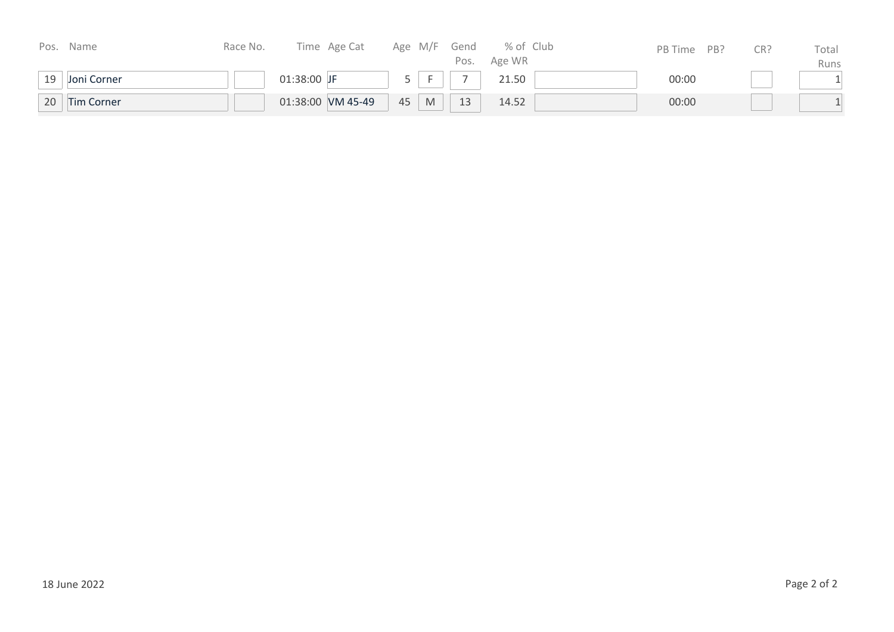| Pos. | Name | Race No. | Time | Age Cat | Age | M/F | Gend Pos. | % of Age WR | Club | PB Time | PB? | CR? | Total Runs |
|---|---|---|---|---|---|---|---|---|---|---|---|---|---|
| 19 | Joni Corner | | 01:38:00 | JF | 5 | F | 7 | 21.50 | | 00:00 | | | 1 |
| 20 | Tim Corner | | 01:38:00 | VM 45-49 | 45 | M | 13 | 14.52 | | 00:00 | | | 1 |

18 June 2022